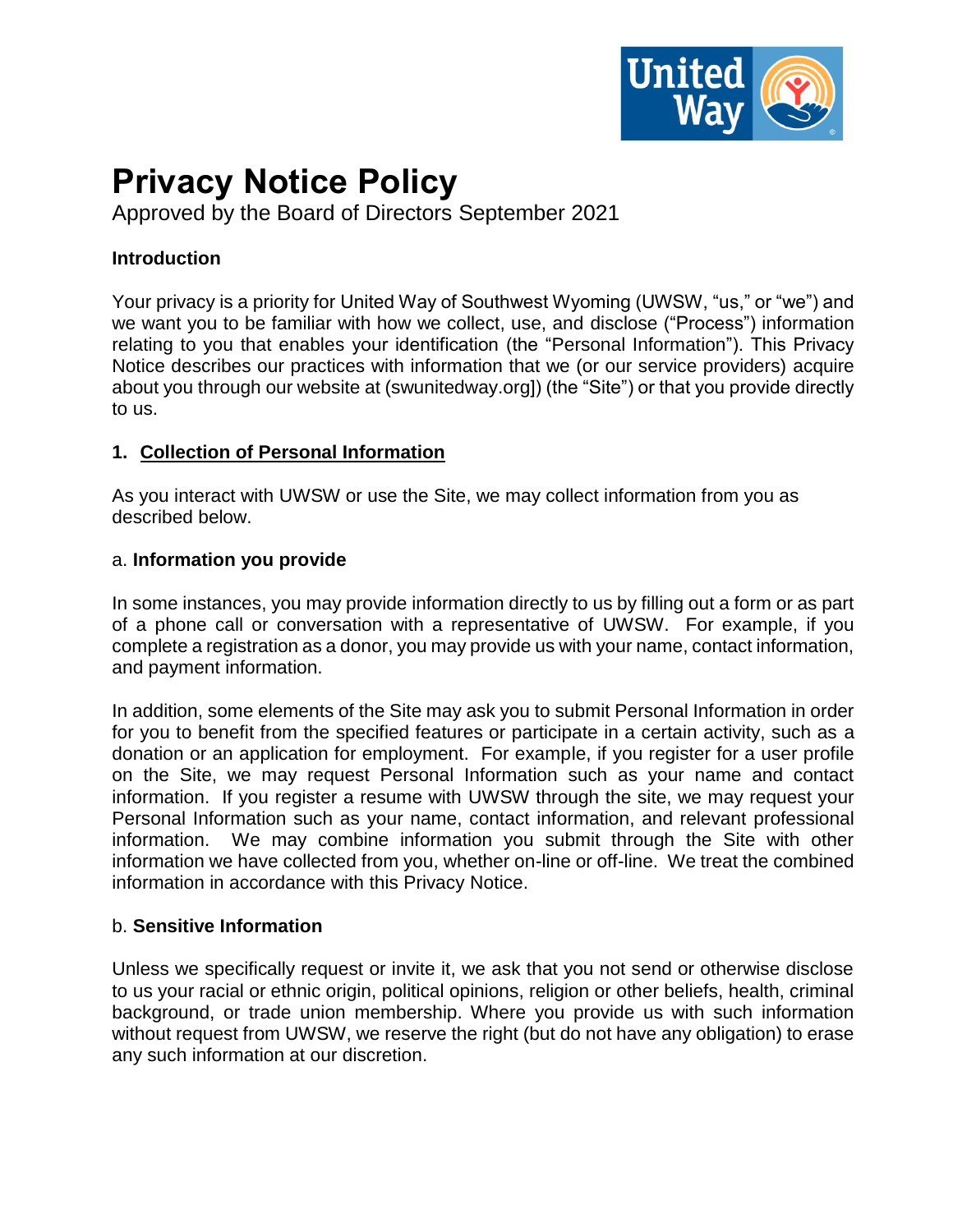# Privacy Notice Policy

Approved by the Board of Directors September 2021

**Introduction**

Your privacy is a priority for United Way of Southwest Wyoming (UWSW, "us," or "we") and we want you to be familiar with how we collect, use, and disclose ("Process") information relating to you that enables your identification (the "Personal Information"). This Privacy Notice describes our practices with information that we (or our service providers) acquire about you through our website at (swunitedway.org]) (the "Site") or that you provide directly to us.

## 1. Collection of Personal Information

As you interact with UWSW or use the Site, we may collect information from you as described below.

### a. **Information you provide**

In some instances, you may provide information directly to us by filling out a form or as part of a phone call or conversation with a representative of UWSW. For example, if you complete a registration as a donor, you may provide us with your name, contact information, and payment information.

In addition, some elements of the Site may ask you to submit Personal Information in order for you to benefit from the specified features or participate in a certain activity, such as a donation or an application for employment. For example, if you register for a user profile on the Site, we may request Personal Information such as your name and contact information. If you register a resume with UWSW through the site, we may request your Personal Information such as your name, contact information, and relevant professional information. We may combine information you submit through the Site with other information we have collected from you, whether on-line or off-line. We treat the combined information in accordance with this Privacy Notice.

### b. **Sensitive Information**

Unless we specifically request or invite it, we ask that you not send or otherwise disclose to us your racial or ethnic origin, political opinions, religion or other beliefs, health, criminal background, or trade union membership. Where you provide us with such information without request from UWSW, we reserve the right (but do not have any obligation) to erase any such information at our discretion.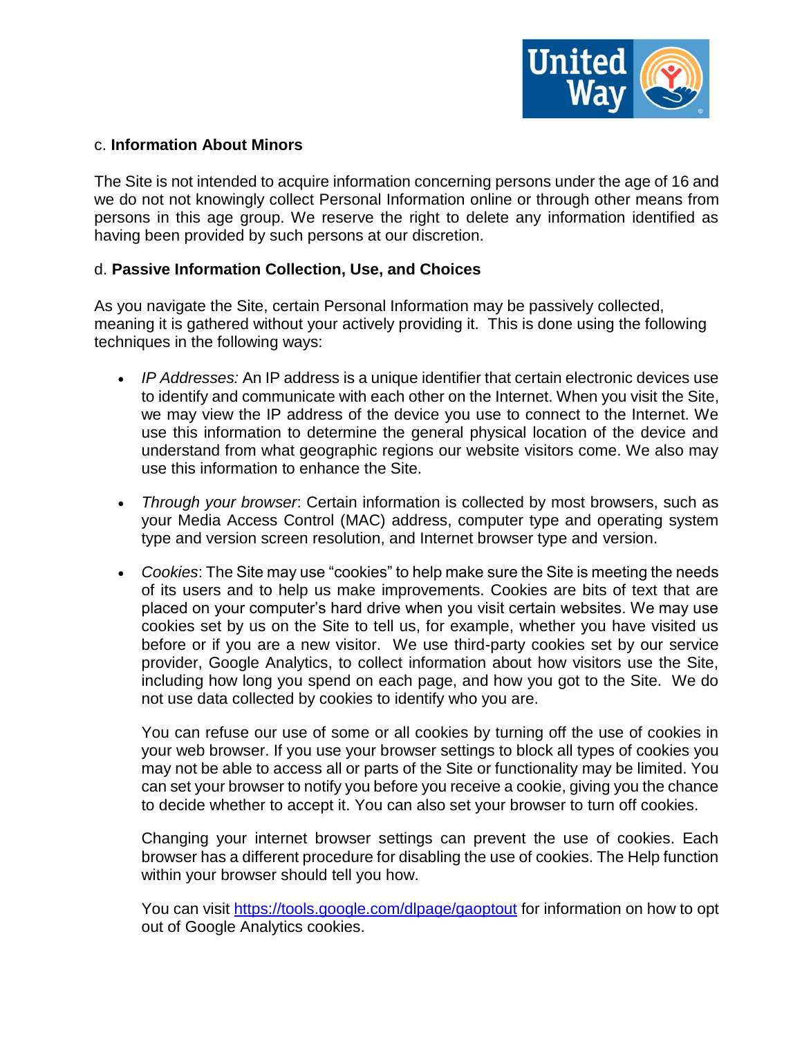c. **Information About Minors**

The Site is not intended to acquire information concerning persons under the age of 16 and we do not not knowingly collect Personal Information online or through other means from persons in this age group. We reserve the right to delete any information identified as having been provided by such persons at our discretion.

d. **Passive Information Collection, Use, and Choices**

As you navigate the Site, certain Personal Information may be passively collected, meaning it is gathered without your actively providing it. This is done using the following techniques in the following ways:

- *IP Addresses:* An IP address is a unique identifier that certain electronic devices use to identify and communicate with each other on the Internet. When you visit the Site, we may view the IP address of the device you use to connect to the Internet. We use this information to determine the general physical location of the device and understand from what geographic regions our website visitors come. We also may use this information to enhance the Site.

- *Through your browser*: Certain information is collected by most browsers, such as your Media Access Control (MAC) address, computer type and operating system type and version screen resolution, and Internet browser type and version.

- *Cookies*: The Site may use "cookies" to help make sure the Site is meeting the needs of its users and to help us make improvements. Cookies are bits of text that are placed on your computer's hard drive when you visit certain websites. We may use cookies set by us on the Site to tell us, for example, whether you have visited us before or if you are a new visitor. We use third-party cookies set by our service provider, Google Analytics, to collect information about how visitors use the Site, including how long you spend on each page, and how you got to the Site. We do not use data collected by cookies to identify who you are.

  You can refuse our use of some or all cookies by turning off the use of cookies in your web browser. If you use your browser settings to block all types of cookies you may not be able to access all or parts of the Site or functionality may be limited. You can set your browser to notify you before you receive a cookie, giving you the chance to decide whether to accept it. You can also set your browser to turn off cookies.

  Changing your internet browser settings can prevent the use of cookies. Each browser has a different procedure for disabling the use of cookies. The Help function within your browser should tell you how.

  You can visit [https://tools.google.com/dlpage/gaoptout](https://tools.google.com/dlpage/gaoptout) for information on how to opt out of Google Analytics cookies.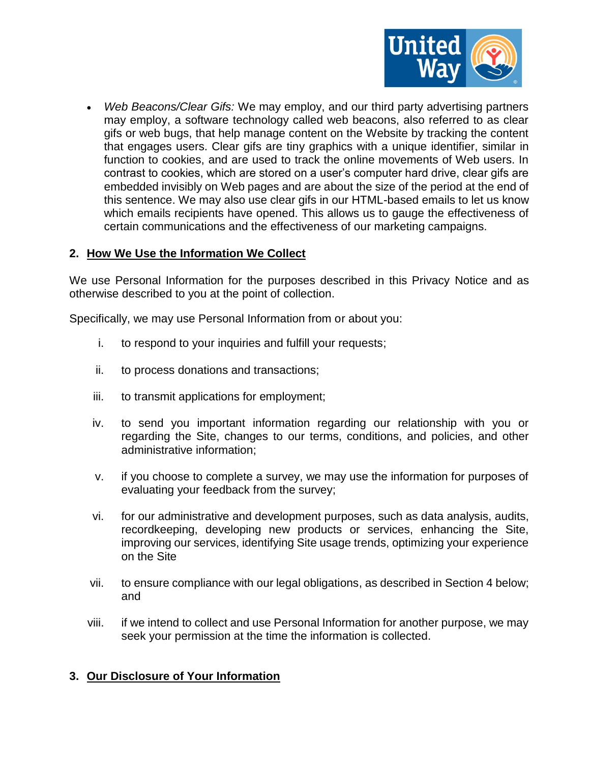- *Web Beacons/Clear Gifs:* We may employ, and our third party advertising partners may employ, a software technology called web beacons, also referred to as clear gifs or web bugs, that help manage content on the Website by tracking the content that engages users. Clear gifs are tiny graphics with a unique identifier, similar in function to cookies, and are used to track the online movements of Web users. In contrast to cookies, which are stored on a user's computer hard drive, clear gifs are embedded invisibly on Web pages and are about the size of the period at the end of this sentence. We may also use clear gifs in our HTML-based emails to let us know which emails recipients have opened. This allows us to gauge the effectiveness of certain communications and the effectiveness of our marketing campaigns.

## 2. How We Use the Information We Collect

We use Personal Information for the purposes described in this Privacy Notice and as otherwise described to you at the point of collection.

Specifically, we may use Personal Information from or about you:

i. to respond to your inquiries and fulfill your requests;

ii. to process donations and transactions;

iii. to transmit applications for employment;

iv. to send you important information regarding our relationship with you or regarding the Site, changes to our terms, conditions, and policies, and other administrative information;

v. if you choose to complete a survey, we may use the information for purposes of evaluating your feedback from the survey;

vi. for our administrative and development purposes, such as data analysis, audits, recordkeeping, developing new products or services, enhancing the Site, improving our services, identifying Site usage trends, optimizing your experience on the Site

vii. to ensure compliance with our legal obligations, as described in Section 4 below; and

viii. if we intend to collect and use Personal Information for another purpose, we may seek your permission at the time the information is collected.

## 3. Our Disclosure of Your Information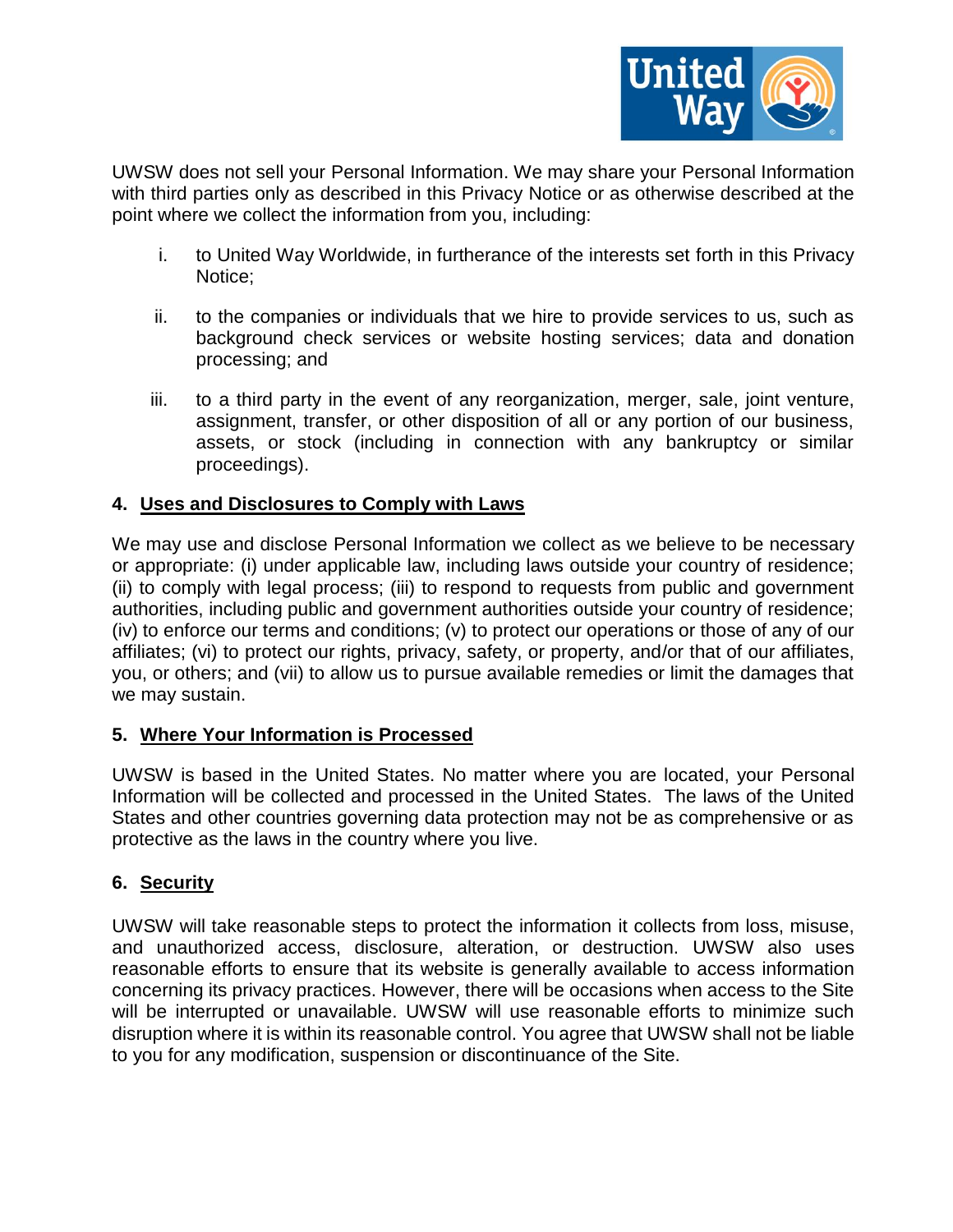UWSW does not sell your Personal Information. We may share your Personal Information with third parties only as described in this Privacy Notice or as otherwise described at the point where we collect the information from you, including:

i. to United Way Worldwide, in furtherance of the interests set forth in this Privacy Notice;

ii. to the companies or individuals that we hire to provide services to us, such as background check services or website hosting services; data and donation processing; and

iii. to a third party in the event of any reorganization, merger, sale, joint venture, assignment, transfer, or other disposition of all or any portion of our business, assets, or stock (including in connection with any bankruptcy or similar proceedings).

## 4. Uses and Disclosures to Comply with Laws

We may use and disclose Personal Information we collect as we believe to be necessary or appropriate: (i) under applicable law, including laws outside your country of residence; (ii) to comply with legal process; (iii) to respond to requests from public and government authorities, including public and government authorities outside your country of residence; (iv) to enforce our terms and conditions; (v) to protect our operations or those of any of our affiliates; (vi) to protect our rights, privacy, safety, or property, and/or that of our affiliates, you, or others; and (vii) to allow us to pursue available remedies or limit the damages that we may sustain.

## 5. Where Your Information is Processed

UWSW is based in the United States. No matter where you are located, your Personal Information will be collected and processed in the United States. The laws of the United States and other countries governing data protection may not be as comprehensive or as protective as the laws in the country where you live.

## 6. Security

UWSW will take reasonable steps to protect the information it collects from loss, misuse, and unauthorized access, disclosure, alteration, or destruction. UWSW also uses reasonable efforts to ensure that its website is generally available to access information concerning its privacy practices. However, there will be occasions when access to the Site will be interrupted or unavailable. UWSW will use reasonable efforts to minimize such disruption where it is within its reasonable control. You agree that UWSW shall not be liable to you for any modification, suspension or discontinuance of the Site.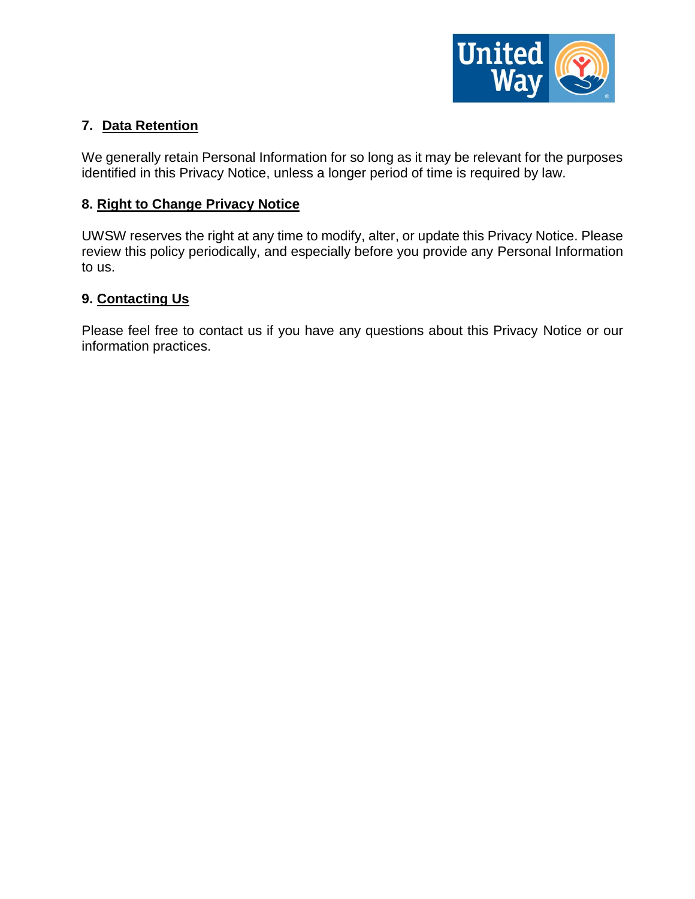## 7. Data Retention

We generally retain Personal Information for so long as it may be relevant for the purposes identified in this Privacy Notice, unless a longer period of time is required by law.

## 8. Right to Change Privacy Notice

UWSW reserves the right at any time to modify, alter, or update this Privacy Notice. Please review this policy periodically, and especially before you provide any Personal Information to us.

## 9. Contacting Us

Please feel free to contact us if you have any questions about this Privacy Notice or our information practices.